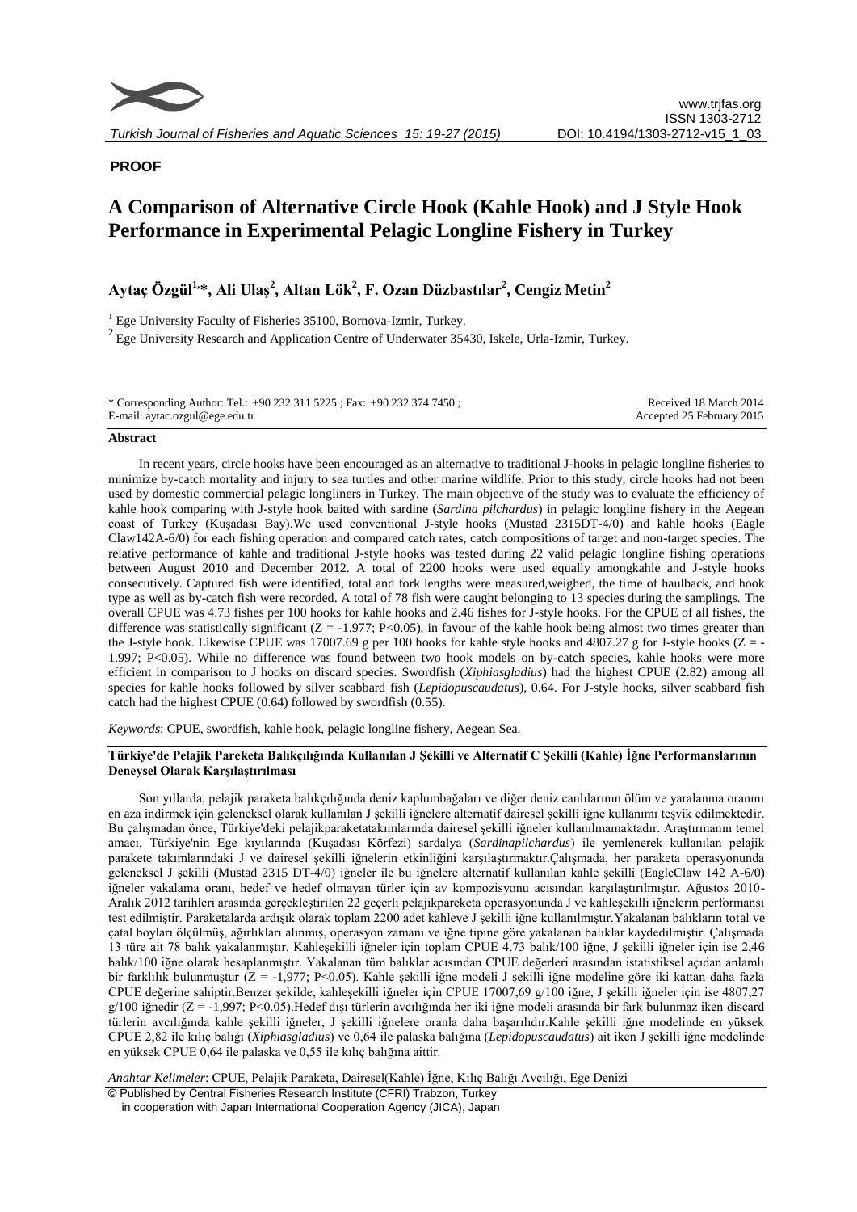**PROOF**

# A Comparison of Alternative Circle Hook (Kahle Hook) and J Style Hook Performance in Experimental Pelagic Longline Fishery in Turkey

**Aytaç Özgül[1,*], Ali Ulaş[2], Altan Lök[2], F. Ozan Düzbastılar[2], Cengiz Metin[2]**

[1] Ege University Faculty of Fisheries 35100, Bornova-Izmir, Turkey.

[2] Ege University Research and Application Centre of Underwater 35430, Iskele, Urla-Izmir, Turkey.

\* Corresponding Author: Tel.: +90 232 311 5225 ; Fax: +90 232 374 7450 ;
E-mail: aytac.ozgul@ege.edu.tr

Received 18 March 2014
Accepted 25 February 2015

## Abstract

In recent years, circle hooks have been encouraged as an alternative to traditional J-hooks in pelagic longline fisheries to minimize by-catch mortality and injury to sea turtles and other marine wildlife. Prior to this study, circle hooks had not been used by domestic commercial pelagic longliners in Turkey. The main objective of the study was to evaluate the efficiency of kahle hook comparing with J-style hook baited with sardine (*Sardina pilchardus*) in pelagic longline fishery in the Aegean coast of Turkey (Kuşadası Bay).We used conventional J-style hooks (Mustad 2315DT-4/0) and kahle hooks (Eagle Claw142A-6/0) for each fishing operation and compared catch rates, catch compositions of target and non-target species. The relative performance of kahle and traditional J-style hooks was tested during 22 valid pelagic longline fishing operations between August 2010 and December 2012. A total of 2200 hooks were used equally amongkahle and J-style hooks consecutively. Captured fish were identified, total and fork lengths were measured,weighed, the time of haulback, and hook type as well as by-catch fish were recorded. A total of 78 fish were caught belonging to 13 species during the samplings. The overall CPUE was 4.73 fishes per 100 hooks for kahle hooks and 2.46 fishes for J-style hooks. For the CPUE of all fishes, the difference was statistically significant ($Z = -1.977$; $P<0.05$), in favour of the kahle hook being almost two times greater than the J-style hook. Likewise CPUE was 17007.69 g per 100 hooks for kahle style hooks and 4807.27 g for J-style hooks ($Z = -1.997$; $P<0.05$). While no difference was found between two hook models on by-catch species, kahle hooks were more efficient in comparison to J hooks on discard species. Swordfish (*Xiphiasgladius*) had the highest CPUE (2.82) among all species for kahle hooks followed by silver scabbard fish (*Lepidopuscaudatus*), 0.64. For J-style hooks, silver scabbard fish catch had the highest CPUE (0.64) followed by swordfish (0.55).

*Keywords*: CPUE, swordfish, kahle hook, pelagic longline fishery, Aegean Sea.

### Türkiye'de Pelajik Pareketa Balıkçılığında Kullanılan J Şekilli ve Alternatif C Şekilli (Kahle) İğne Performanslarının Deneysel Olarak Karşılaştırılması

Son yıllarda, pelajik paraketa balıkçılığında deniz kaplumbağaları ve diğer deniz canlılarının ölüm ve yaralanma oranını en aza indirmek için geleneksel olarak kullanılan J şekilli iğnelere alternatif dairesel şekilli iğne kullanımı teşvik edilmektedir. Bu çalışmadan önce, Türkiye'deki pelajikparaketatakımlarında dairesel şekilli iğneler kullanılmamaktadır. Araştırmanın temel amacı, Türkiye'nin Ege kıyılarında (Kuşadası Körfezi) sardalya (*Sardinapilchardus*) ile yemlenerek kullanılan pelajik parakete takımlarındaki J ve dairesel şekilli iğnelerin etkinliğini karşılaştırmaktır.Çalışmada, her paraketa operasyonunda geleneksel J şekilli (Mustad 2315 DT-4/0) iğneler ile bu iğnelere alternatif kullanılan kahle şekilli (EagleClaw 142 A-6/0) iğneler yakalama oranı, hedef ve hedef olmayan türler için av kompozisyonu acısından karşılaştırılmıştır. Ağustos 2010-Aralık 2012 tarihleri arasında gerçekleştirilen 22 geçerli pelajikpareketa operasyonunda J ve kahleşekilli iğnelerin performansı test edilmiştir. Paraketalarda ardışık olarak toplam 2200 adet kahleve J şekilli iğne kullanılmıştır.Yakalanan balıkların total ve çatal boyları ölçülmüş, ağırlıkları alınmış, operasyon zamanı ve iğne tipine göre yakalanan balıklar kaydedilmiştir. Çalışmada 13 türe ait 78 balık yakalanmıştır. Kahleşekilli iğneler için toplam CPUE 4.73 balık/100 iğne, J şekilli iğneler için ise 2,46 balık/100 iğne olarak hesaplanmıştır. Yakalanan tüm balıklar acısından CPUE değerleri arasından istatistiksel açıdan anlamlı bir farklılık bulunmuştur ($Z = -1{,}977$; $P<0.05$). Kahle şekilli iğne modeli J şekilli iğne modeline göre iki kattan daha fazla CPUE değerine sahiptir.Benzer şekilde, kahleşekilli iğneler için CPUE 17007,69 g/100 iğne, J şekilli iğneler için ise 4807,27 g/100 iğnedir ($Z = -1{,}997$; $P<0.05$).Hedef dışı türlerin avcılığında her iki iğne modeli arasında bir fark bulunmaz iken discard türlerin avcılığında kahle şekilli iğneler, J şekilli iğnelere oranla daha başarılıdır.Kahle şekilli iğne modelinde en yüksek CPUE 2,82 ile kılıç balığı (*Xiphiasgladius*) ve 0,64 ile palaska balığına (*Lepidopuscaudatus*) ait iken J şekilli iğne modelinde en yüksek CPUE 0,64 ile palaska ve 0,55 ile kılıç balığına aittir.

*Anahtar Kelimeler*: CPUE, Pelajik Paraketa, Dairesel(Kahle) İğne, Kılıç Balığı Avcılığı, Ege Denizi

© Published by Central Fisheries Research Institute (CFRI) Trabzon, Turkey
in cooperation with Japan International Cooperation Agency (JICA), Japan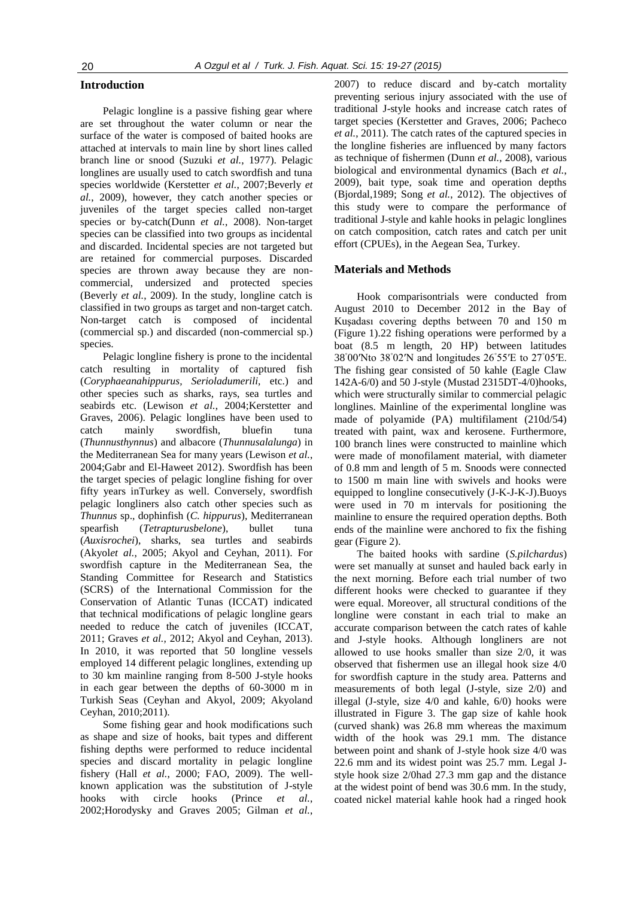## Introduction

Pelagic longline is a passive fishing gear where are set throughout the water column or near the surface of the water is composed of baited hooks are attached at intervals to main line by short lines called branch line or snood (Suzuki *et al.*, 1977). Pelagic longlines are usually used to catch swordfish and tuna species worldwide (Kerstetter *et al.*, 2007;Beverly *et al.*, 2009), however, they catch another species or juveniles of the target species called non-target species or by-catch(Dunn *et al.*, 2008). Non-target species can be classified into two groups as incidental and discarded. Incidental species are not targeted but are retained for commercial purposes. Discarded species are thrown away because they are non-commercial, undersized and protected species (Beverly *et al.*, 2009). In the study, longline catch is classified in two groups as target and non-target catch. Non-target catch is composed of incidental (commercial sp.) and discarded (non-commercial sp.) species.

Pelagic longline fishery is prone to the incidental catch resulting in mortality of captured fish (*Coryphaeanahippurus, Serioladumerili*, etc.) and other species such as sharks, rays, sea turtles and seabirds etc. (Lewison *et al.*, 2004;Kerstetter and Graves, 2006). Pelagic longlines have been used to catch mainly swordfish, bluefin tuna (*Thunnusthynnus*) and albacore (*Thunnusalalunga*) in the Mediterranean Sea for many years (Lewison *et al.*, 2004;Gabr and El-Haweet 2012). Swordfish has been the target species of pelagic longline fishing for over fifty years inTurkey as well. Conversely, swordfish pelagic longliners also catch other species such as *Thunnus* sp., dophinfish (*C. hippurus*), Mediterranean spearfish (*Tetrapturusbelone*), bullet tuna (*Auxisrochei*), sharks, sea turtles and seabirds (Akyol*et al.*, 2005; Akyol and Ceyhan, 2011). For swordfish capture in the Mediterranean Sea, the Standing Committee for Research and Statistics (SCRS) of the International Commission for the Conservation of Atlantic Tunas (ICCAT) indicated that technical modifications of pelagic longline gears needed to reduce the catch of juveniles (ICCAT, 2011; Graves *et al.*, 2012; Akyol and Ceyhan, 2013). In 2010, it was reported that 50 longline vessels employed 14 different pelagic longlines, extending up to 30 km mainline ranging from 8-500 J-style hooks in each gear between the depths of 60-3000 m in Turkish Seas (Ceyhan and Akyol, 2009; Akyoland Ceyhan, 2010;2011).

Some fishing gear and hook modifications such as shape and size of hooks, bait types and different fishing depths were performed to reduce incidental species and discard mortality in pelagic longline fishery (Hall *et al.*, 2000; FAO, 2009). The well-known application was the substitution of J-style hooks with circle hooks (Prince *et al.*, 2002;Horodysky and Graves 2005; Gilman *et al.*, 2007) to reduce discard and by-catch mortality preventing serious injury associated with the use of traditional J-style hooks and increase catch rates of target species (Kerstetter and Graves, 2006; Pacheco *et al.*, 2011). The catch rates of the captured species in the longline fisheries are influenced by many factors as technique of fishermen (Dunn *et al.*, 2008), various biological and environmental dynamics (Bach *et al.*, 2009), bait type, soak time and operation depths (Bjordal,1989; Song *et al.*, 2012). The objectives of this study were to compare the performance of traditional J-style and kahle hooks in pelagic longlines on catch composition, catch rates and catch per unit effort (CPUEs), in the Aegean Sea, Turkey.

## Materials and Methods

Hook comparisontrials were conducted from August 2010 to December 2012 in the Bay of Kuşadası covering depths between 70 and 150 m (Figure 1).22 fishing operations were performed by a boat (8.5 m length, 20 HP) between latitudes 38°00′Nto 38°02′N and longitudes 26°55′E to 27°05′E. The fishing gear consisted of 50 kahle (Eagle Claw 142A-6/0) and 50 J-style (Mustad 2315DT-4/0)hooks, which were structurally similar to commercial pelagic longlines. Mainline of the experimental longline was made of polyamide (PA) multifilament (210d/54) treated with paint, wax and kerosene. Furthermore, 100 branch lines were constructed to mainline which were made of monofilament material, with diameter of 0.8 mm and length of 5 m. Snoods were connected to 1500 m main line with swivels and hooks were equipped to longline consecutively (J-K-J-K-J).Buoys were used in 70 m intervals for positioning the mainline to ensure the required operation depths. Both ends of the mainline were anchored to fix the fishing gear (Figure 2).

The baited hooks with sardine (*S.pilchardus*) were set manually at sunset and hauled back early in the next morning. Before each trial number of two different hooks were checked to guarantee if they were equal. Moreover, all structural conditions of the longline were constant in each trial to make an accurate comparison between the catch rates of kahle and J-style hooks. Although longliners are not allowed to use hooks smaller than size 2/0, it was observed that fishermen use an illegal hook size 4/0 for swordfish capture in the study area. Patterns and measurements of both legal (J-style, size 2/0) and illegal (J-style, size 4/0 and kahle, 6/0) hooks were illustrated in Figure 3. The gap size of kahle hook (curved shank) was 26.8 mm whereas the maximum width of the hook was 29.1 mm. The distance between point and shank of J-style hook size 4/0 was 22.6 mm and its widest point was 25.7 mm. Legal J-style hook size 2/0had 27.3 mm gap and the distance at the widest point of bend was 30.6 mm. In the study, coated nickel material kahle hook had a ringed hook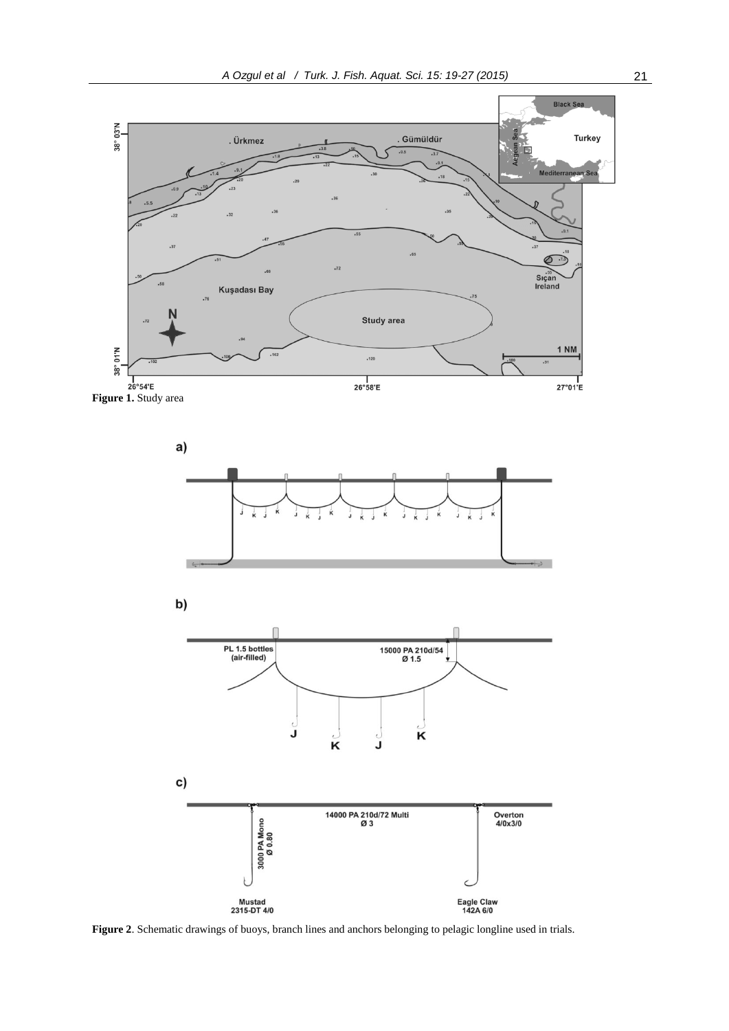**Figure 1.** Study area

**Figure 2**. Schematic drawings of buoys, branch lines and anchors belonging to pelagic longline used in trials.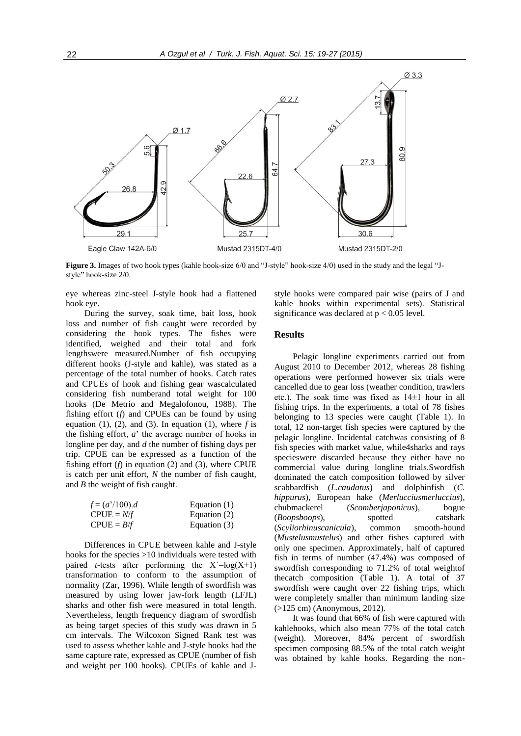**Figure 3.** Images of two hook types (kahle hook-size 6/0 and "J-style" hook-size 4/0) used in the study and the legal "J-style" hook-size 2/0.

eye whereas zinc-steel J-style hook had a flattened hook eye.

During the survey, soak time, bait loss, hook loss and number of fish caught were recorded by considering the hook types. The fishes were identified, weighed and their total and fork lengthswere measured.Number of fish occupying different hooks (J-style and kahle), was stated as a percentage of the total number of hooks. Catch rates and CPUEs of hook and fishing gear wascalculated considering fish numberand total weight for 100 hooks (De Metrio and Megalofonou, 1988). The fishing effort ($f$) and CPUEs can be found by using equation (1), (2), and (3). In equation (1), where $f$ is the fishing effort, $a$' the average number of hooks in longline per day, and $d$ the number of fishing days per trip. CPUE can be expressed as a function of the fishing effort ($f$) in equation (2) and (3), where CPUE is catch per unit effort, $N$ the number of fish caught, and $B$ the weight of fish caught.

$$f = (a'/100).d \quad \text{Equation (1)}$$

$$\text{CPUE} = N/f \quad \text{Equation (2)}$$

$$\text{CPUE} = B/f \quad \text{Equation (3)}$$

Differences in CPUE between kahle and J-style hooks for the species >10 individuals were tested with paired $t$-tests after performing the $X'=\log(X+1)$ transformation to conform to the assumption of normality (Zar, 1996). While length of swordfish was measured by using lower jaw-fork length (LFJL) sharks and other fish were measured in total length. Nevertheless, length frequency diagram of swordfish as being target species of this study was drawn in 5 cm intervals. The Wilcoxon Signed Rank test was used to assess whether kahle and J-style hooks had the same capture rate, expressed as CPUE (number of fish and weight per 100 hooks). CPUEs of kahle and J-style hooks were compared pair wise (pairs of J and kahle hooks within experimental sets). Statistical significance was declared at $p < 0.05$ level.

## Results

Pelagic longline experiments carried out from August 2010 to December 2012, whereas 28 fishing operations were performed however six trials were cancelled due to gear loss (weather condition, trawlers etc.). The soak time was fixed as 14±1 hour in all fishing trips. In the experiments, a total of 78 fishes belonging to 13 species were caught (Table 1). In total, 12 non-target fish species were captured by the pelagic longline. Incidental catchwas consisting of 8 fish species with market value, while4sharks and rays specieswere discarded because they either have no commercial value during longline trials.Swordfish dominated the catch composition followed by silver scabbardfish (*L.caudatus*) and dolphinfish (*C. hippurus*), European hake (*Merlucciusmerluccius*), chubmackerel (*Scomberjaponicus*), bogue (*Boopsboops*), spotted catshark (*Scyliorhinuscanicula*), common smooth-hound (*Mustelusmustelus*) and other fishes captured with only one specimen. Approximately, half of captured fish in terms of number (47.4%) was composed of swordfish corresponding to 71.2% of total weightof thecatch composition (Table 1). A total of 37 swordfish were caught over 22 fishing trips, which were completely smaller than minimum landing size (>125 cm) (Anonymous, 2012).

It was found that 66% of fish were captured with kahlehooks, which also mean 77% of the total catch (weight). Moreover, 84% percent of swordfish specimen composing 88.5% of the total catch weight was obtained by kahle hooks. Regarding the non-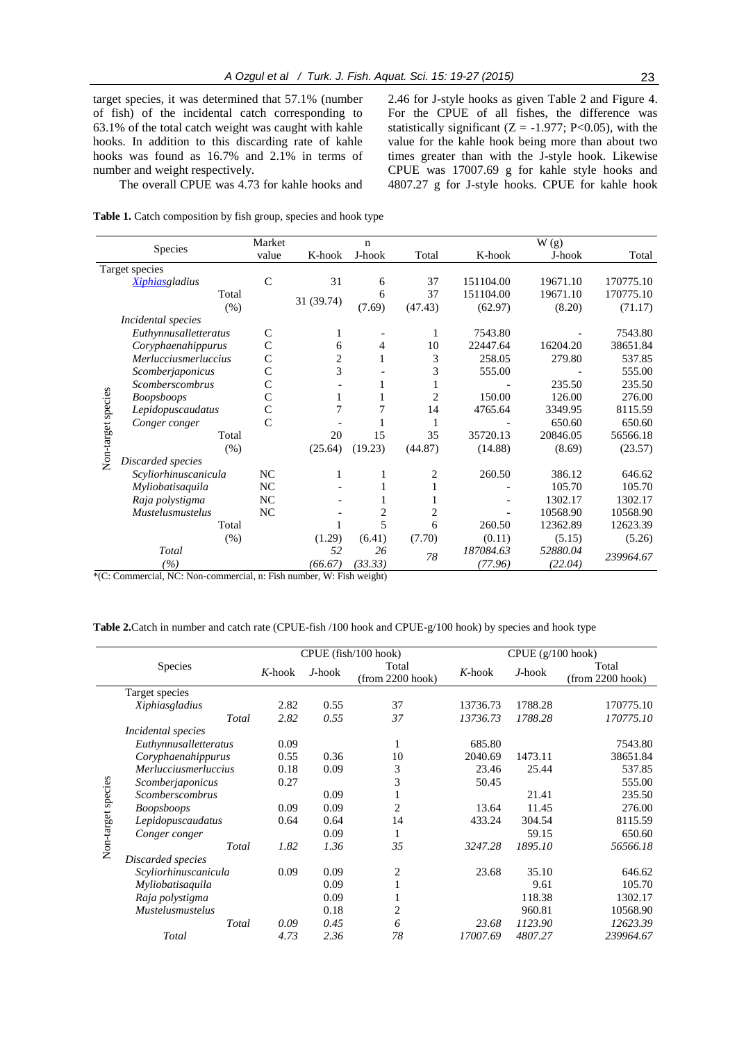target species, it was determined that 57.1% (number of fish) of the incidental catch corresponding to 63.1% of the total catch weight was caught with kahle hooks. In addition to this discarding rate of kahle hooks was found as 16.7% and 2.1% in terms of number and weight respectively.

The overall CPUE was 4.73 for kahle hooks and 2.46 for J-style hooks as given Table 2 and Figure 4. For the CPUE of all fishes, the difference was statistically significant ($Z = -1.977$; $P<0.05$), with the value for the kahle hook being more than about two times greater than with the J-style hook. Likewise CPUE was 17007.69 g for kahle style hooks and 4807.27 g for J-style hooks. CPUE for kahle hook

**Table 1.** Catch composition by fish group, species and hook type

| | Species | Market value | n | | | W (g) | | |
|---|---|---|---|---|---|---|---|---|
| | | | K-hook | J-hook | Total | K-hook | J-hook | Total |
| | Target species | | | | | | | |
| | *Xiphiasgladius* | C | 31 | 6 | 37 | 151104.00 | 19671.10 | 170775.10 |
| | Total | | 31 (39.74) | 6 | 37 | 151104.00 | 19671.10 | 170775.10 |
| | (%) | | | (7.69) | (47.43) | (62.97) | (8.20) | (71.17) |
| Non-target species | *Incidental species* | | | | | | | |
| | *Euthynnusalletteratus* | C | 1 | - | 1 | 7543.80 | - | 7543.80 |
| | *Coryphaenahippurus* | C | 6 | 4 | 10 | 22447.64 | 16204.20 | 38651.84 |
| | *Merlucciusmerluccius* | C | 2 | 1 | 3 | 258.05 | 279.80 | 537.85 |
| | *Scomberjaponicus* | C | 3 | - | 3 | 555.00 | - | 555.00 |
| | *Scomberscombrus* | C | - | 1 | 1 | - | 235.50 | 235.50 |
| | *Boopsboops* | C | 1 | 1 | 2 | 150.00 | 126.00 | 276.00 |
| | *Lepidopuscaudatus* | C | 7 | 7 | 14 | 4765.64 | 3349.95 | 8115.59 |
| | *Conger conger* | C | - | 1 | 1 | - | 650.60 | 650.60 |
| | Total | | 20 | 15 | 35 | 35720.13 | 20846.05 | 56566.18 |
| | (%) | | (25.64) | (19.23) | (44.87) | (14.88) | (8.69) | (23.57) |
| | *Discarded species* | | | | | | | |
| | *Scyliorhinuscanicula* | NC | 1 | 1 | 2 | 260.50 | 386.12 | 646.62 |
| | *Myliobatisaquila* | NC | - | 1 | 1 | - | 105.70 | 105.70 |
| | *Raja polystigma* | NC | - | 1 | 1 | - | 1302.17 | 1302.17 |
| | *Mustelusmustelus* | NC | - | 2 | 2 | - | 10568.90 | 10568.90 |
| | Total | | 1 | 5 | 6 | 260.50 | 12362.89 | 12623.39 |
| | (%) | | (1.29) | (6.41) | (7.70) | (0.11) | (5.15) | (5.26) |
| | *Total* | | *52* | *26* | *78* | *187084.63* | *52880.04* | *239964.67* |
| | *(%)* | | *(66.67)* | *(33.33)* | | *(77.96)* | *(22.04)* | |

*(C: Commercial, NC: Non-commercial, n: Fish number, W: Fish weight)

**Table 2.** Catch in number and catch rate (CPUE-fish /100 hook and CPUE-g/100 hook) by species and hook type

| | Species | CPUE (fish/100 hook) | | | CPUE (g/100 hook) | | |
|---|---|---|---|---|---|---|---|
| | | *K*-hook | *J*-hook | Total (from 2200 hook) | *K*-hook | *J*-hook | Total (from 2200 hook) |
| | Target species | | | | | | |
| | *Xiphiasgladius* | 2.82 | 0.55 | 37 | 13736.73 | 1788.28 | 170775.10 |
| | *Total* | *2.82* | *0.55* | *37* | *13736.73* | *1788.28* | *170775.10* |
| Non-target species | *Incidental species* | | | | | | |
| | *Euthynnusalletteratus* | 0.09 | | 1 | 685.80 | | 7543.80 |
| | *Coryphaenahippurus* | 0.55 | 0.36 | 10 | 2040.69 | 1473.11 | 38651.84 |
| | *Merlucciusmerluccius* | 0.18 | 0.09 | 3 | 23.46 | 25.44 | 537.85 |
| | *Scomberjaponicus* | 0.27 | | 3 | 50.45 | | 555.00 |
| | *Scomberscombrus* | | 0.09 | 1 | | 21.41 | 235.50 |
| | *Boopsboops* | 0.09 | 0.09 | 2 | 13.64 | 11.45 | 276.00 |
| | *Lepidopuscaudatus* | 0.64 | 0.64 | 14 | 433.24 | 304.54 | 8115.59 |
| | *Conger conger* | | 0.09 | 1 | | 59.15 | 650.60 |
| | *Total* | *1.82* | *1.36* | *35* | *3247.28* | *1895.10* | *56566.18* |
| | *Discarded species* | | | | | | |
| | *Scyliorhinuscanicula* | 0.09 | 0.09 | 2 | 23.68 | 35.10 | 646.62 |
| | *Myliobatisaquila* | | 0.09 | 1 | | 9.61 | 105.70 |
| | *Raja polystigma* | | 0.09 | 1 | | 118.38 | 1302.17 |
| | *Mustelusmustelus* | | 0.18 | 2 | | 960.81 | 10568.90 |
| | *Total* | *0.09* | *0.45* | *6* | *23.68* | *1123.90* | *12623.39* |
| | *Total* | *4.73* | *2.36* | *78* | *17007.69* | *4807.27* | *239964.67* |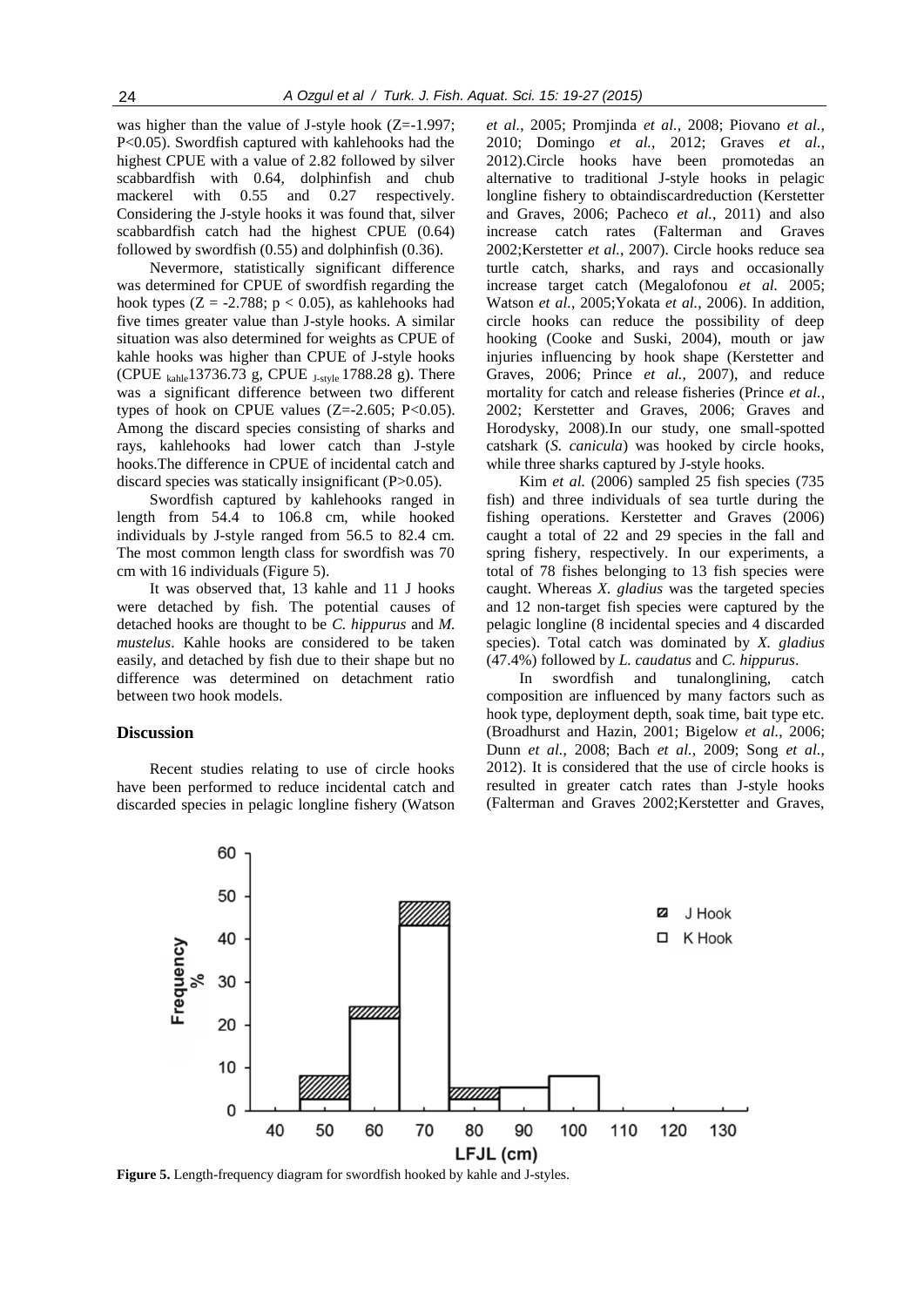was higher than the value of J-style hook ($Z=-1.997$; $P<0.05$). Swordfish captured with kahlehooks had the highest CPUE with a value of 2.82 followed by silver scabbardfish with 0.64, dolphinfish and chub mackerel with 0.55 and 0.27 respectively. Considering the J-style hooks it was found that, silver scabbardfish catch had the highest CPUE (0.64) followed by swordfish (0.55) and dolphinfish (0.36).

Nevermore, statistically significant difference was determined for CPUE of swordfish regarding the hook types ($Z = -2.788$; $p < 0.05$), as kahlehooks had five times greater value than J-style hooks. A similar situation was also determined for weights as CPUE of kahle hooks was higher than CPUE of J-style hooks (CPUE $_{\text{kahle}}$13736.73 g, CPUE $_{\text{J-style}}$ 1788.28 g). There was a significant difference between two different types of hook on CPUE values ($Z=-2.605$; $P<0.05$). Among the discard species consisting of sharks and rays, kahlehooks had lower catch than J-style hooks.The difference in CPUE of incidental catch and discard species was statically insignificant ($P>0.05$).

Swordfish captured by kahlehooks ranged in length from 54.4 to 106.8 cm, while hooked individuals by J-style ranged from 56.5 to 82.4 cm. The most common length class for swordfish was 70 cm with 16 individuals (Figure 5).

It was observed that, 13 kahle and 11 J hooks were detached by fish. The potential causes of detached hooks are thought to be *C. hippurus* and *M. mustelus*. Kahle hooks are considered to be taken easily, and detached by fish due to their shape but no difference was determined on detachment ratio between two hook models.

## Discussion

Recent studies relating to use of circle hooks have been performed to reduce incidental catch and discarded species in pelagic longline fishery (Watson *et al.*, 2005; Promjinda *et al.*, 2008; Piovano *et al.*, 2010; Domingo *et al.*, 2012; Graves *et al.*, 2012).Circle hooks have been promotedas an alternative to traditional J-style hooks in pelagic longline fishery to obtaindiscardreduction (Kerstetter and Graves, 2006; Pacheco *et al.*, 2011) and also increase catch rates (Falterman and Graves 2002;Kerstetter *et al.*, 2007). Circle hooks reduce sea turtle catch, sharks, and rays and occasionally increase target catch (Megalofonou *et al.* 2005; Watson *et al.*, 2005;Yokata *et al.*, 2006). In addition, circle hooks can reduce the possibility of deep hooking (Cooke and Suski, 2004), mouth or jaw injuries influencing by hook shape (Kerstetter and Graves, 2006; Prince *et al.*, 2007), and reduce mortality for catch and release fisheries (Prince *et al.*, 2002; Kerstetter and Graves, 2006; Graves and Horodysky, 2008).In our study, one small-spotted catshark (*S. canicula*) was hooked by circle hooks, while three sharks captured by J-style hooks.

Kim *et al.* (2006) sampled 25 fish species (735 fish) and three individuals of sea turtle during the fishing operations. Kerstetter and Graves (2006) caught a total of 22 and 29 species in the fall and spring fishery, respectively. In our experiments, a total of 78 fishes belonging to 13 fish species were caught. Whereas *X. gladius* was the targeted species and 12 non-target fish species were captured by the pelagic longline (8 incidental species and 4 discarded species). Total catch was dominated by *X. gladius* (47.4%) followed by *L. caudatus* and *C. hippurus*.

In swordfish and tunalonglining, catch composition are influenced by many factors such as hook type, deployment depth, soak time, bait type etc. (Broadhurst and Hazin, 2001; Bigelow *et al.*, 2006; Dunn *et al.*, 2008; Bach *et al.*, 2009; Song *et al.*, 2012). It is considered that the use of circle hooks is resulted in greater catch rates than J-style hooks (Falterman and Graves 2002;Kerstetter and Graves,

**Figure 5.** Length-frequency diagram for swordfish hooked by kahle and J-styles.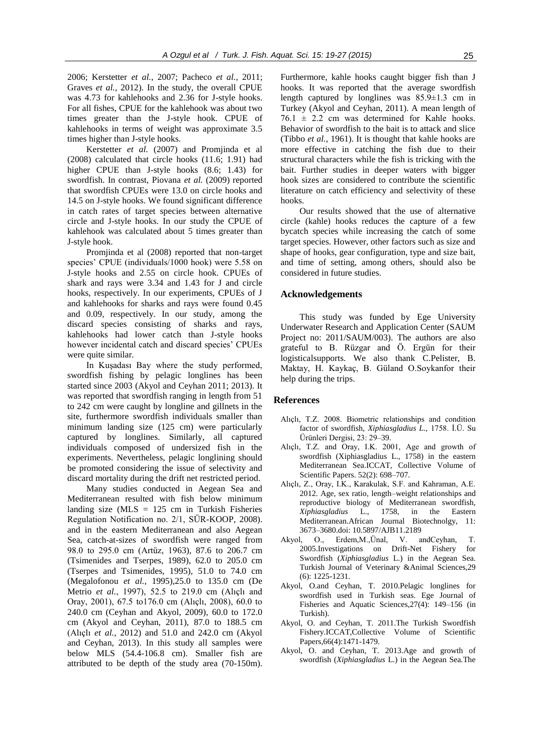2006; Kerstetter *et al.*, 2007; Pacheco *et al.*, 2011; Graves *et al.*, 2012). In the study, the overall CPUE was 4.73 for kahlehooks and 2.36 for J-style hooks. For all fishes, CPUE for the kahlehook was about two times greater than the J-style hook. CPUE of kahlehooks in terms of weight was approximate 3.5 times higher than J-style hooks.

Kerstetter *et al.* (2007) and Promjinda et al (2008) calculated that circle hooks (11.6; 1.91) had higher CPUE than J-style hooks (8.6; 1.43) for swordfish. In contrast, Piovana *et al.* (2009) reported that swordfish CPUEs were 13.0 on circle hooks and 14.5 on J-style hooks. We found significant difference in catch rates of target species between alternative circle and J-style hooks. In our study the CPUE of kahlehook was calculated about 5 times greater than J-style hook.

Promjinda et al (2008) reported that non-target species' CPUE (individuals/1000 hook) were 5.58 on J-style hooks and 2.55 on circle hook. CPUEs of shark and rays were 3.34 and 1.43 for J and circle hooks, respectively. In our experiments, CPUEs of J and kahlehooks for sharks and rays were found 0.45 and 0.09, respectively. In our study, among the discard species consisting of sharks and rays, kahlehooks had lower catch than J-style hooks however incidental catch and discard species' CPUEs were quite similar.

In Kuşadası Bay where the study performed, swordfish fishing by pelagic longlines has been started since 2003 (Akyol and Ceyhan 2011; 2013). It was reported that swordfish ranging in length from 51 to 242 cm were caught by longline and gillnets in the site, furthermore swordfish individuals smaller than minimum landing size (125 cm) were particularly captured by longlines. Similarly, all captured individuals composed of undersized fish in the experiments. Nevertheless, pelagic longlining should be promoted considering the issue of selectivity and discard mortality during the drift net restricted period.

Many studies conducted in Aegean Sea and Mediterranean resulted with fish below minimum landing size (MLS = 125 cm in Turkish Fisheries Regulation Notification no. 2/1, SÜR-KOOP, 2008). and in the eastern Mediterranean and also Aegean Sea, catch-at-sizes of swordfish were ranged from 98.0 to 295.0 cm (Artüz, 1963), 87.6 to 206.7 cm (Tsimenides and Tserpes, 1989), 62.0 to 205.0 cm (Tserpes and Tsimenides, 1995), 51.0 to 74.0 cm (Megalofonou *et al.*, 1995),25.0 to 135.0 cm (De Metrio *et al.*, 1997), 52.5 to 219.0 cm (Alıçlı and Oray, 2001), 67.5 to176.0 cm (Alıçlı, 2008), 60.0 to 240.0 cm (Ceyhan and Akyol, 2009), 60.0 to 172.0 cm (Akyol and Ceyhan, 2011), 87.0 to 188.5 cm (Alıçlı *et al.*, 2012) and 51.0 and 242.0 cm (Akyol and Ceyhan, 2013). In this study all samples were below MLS (54.4-106.8 cm). Smaller fish are attributed to be depth of the study area (70-150m). Furthermore, kahle hooks caught bigger fish than J hooks. It was reported that the average swordfish length captured by longlines was 85.9±1.3 cm in Turkey (Akyol and Ceyhan, 2011). A mean length of 76.1 ± 2.2 cm was determined for Kahle hooks. Behavior of swordfish to the bait is to attack and slice (Tibbo *et al.*, 1961). It is thought that kahle hooks are more effective in catching the fish due to their structural characters while the fish is tricking with the bait. Further studies in deeper waters with bigger hook sizes are considered to contribute the scientific literature on catch efficiency and selectivity of these hooks.

Our results showed that the use of alternative circle (kahle) hooks reduces the capture of a few bycatch species while increasing the catch of some target species. However, other factors such as size and shape of hooks, gear configuration, type and size bait, and time of setting, among others, should also be considered in future studies.

## Acknowledgements

This study was funded by Ege University Underwater Research and Application Center (SAUM Project no: 2011/SAUM/003). The authors are also grateful to B. Rüzgar and Ö. Ergün for their logisticalsupports. We also thank C.Pelister, B. Maktay, H. Kaykaç, B. Güland O.Soykanfor their help during the trips.

## References

Alıçlı, T.Z. 2008. Biometric relationships and condition factor of swordfish, *Xiphiasgladius L.*, 1758. İ.Ü. Su Ürünleri Dergisi, 23: 29–39.

Alıçlı, T.Z. and Oray, I.K. 2001, Age and growth of swordfish (Xiphiasgladius L., 1758) in the eastern Mediterranean Sea.ICCAT, Collective Volume of Scientific Papers. 52(2): 698–707.

Alıçlı, Z., Oray, I.K., Karakulak, S.F. and Kahraman, A.E. 2012. Age, sex ratio, length–weight relationships and reproductive biology of Mediterranean swordfish, *Xiphiasgladius* L., 1758, in the Eastern Mediterranean.African Journal Biotechnolgy, 11: 3673–3680.doi: 10.5897/AJB11.2189

Akyol, O., Erdem,M.,Ünal, V. andCeyhan, T. 2005.Investigations on Drift-Net Fishery for Swordfish (*Xiphiasgladius* L.) in the Aegean Sea. Turkish Journal of Veterinary &Animal Sciences,29 (6): 1225-1231.

Akyol, O.and Ceyhan, T. 2010.Pelagic longlines for swordfish used in Turkish seas. Ege Journal of Fisheries and Aquatic Sciences,27(4): 149–156 (in Turkish).

Akyol, O. and Ceyhan, T. 2011.The Turkish Swordfish Fishery.ICCAT,Collective Volume of Scientific Papers,66(4):1471-1479.

Akyol, O. and Ceyhan, T. 2013.Age and growth of swordfish (*Xiphiasgladius* L.) in the Aegean Sea.The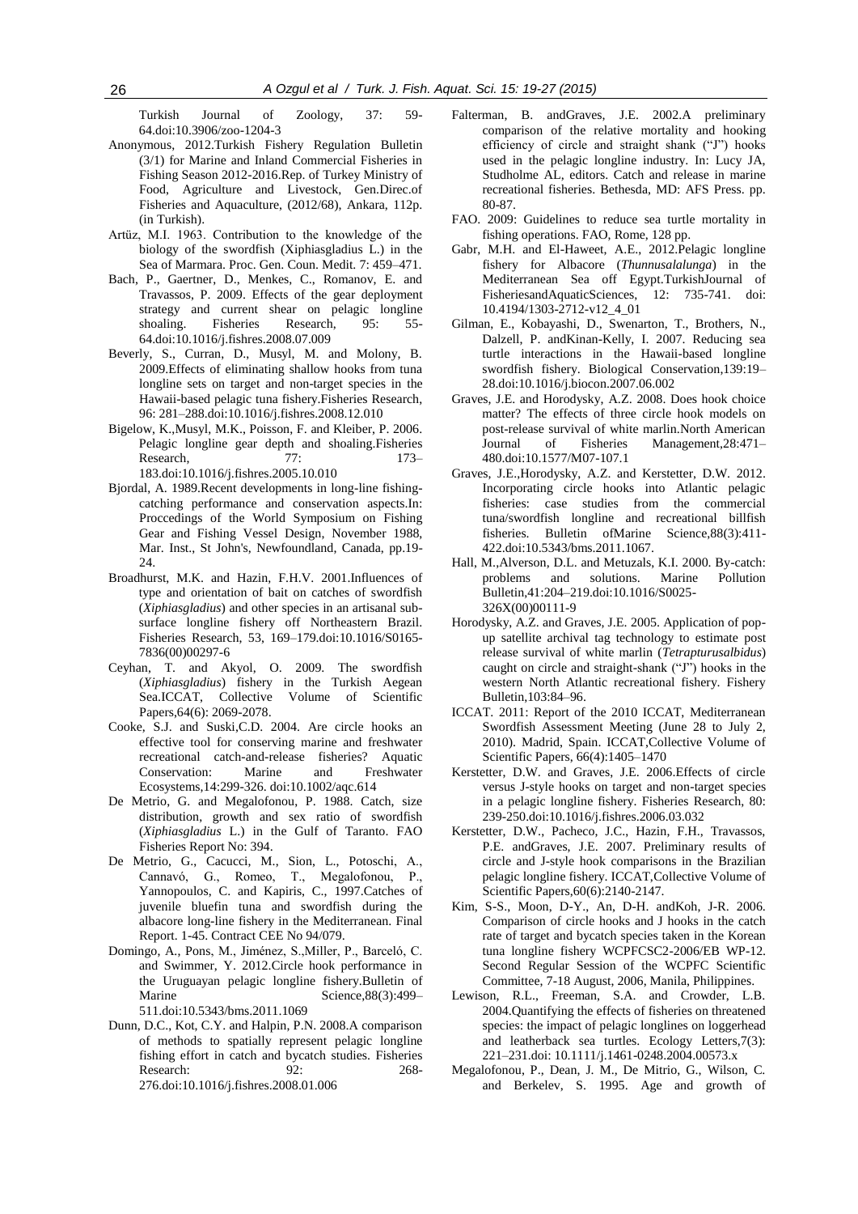Turkish Journal of Zoology, 37: 59-64.doi:10.3906/zoo-1204-3

Anonymous, 2012.Turkish Fishery Regulation Bulletin (3/1) for Marine and Inland Commercial Fisheries in Fishing Season 2012-2016.Rep. of Turkey Ministry of Food, Agriculture and Livestock, Gen.Direc.of Fisheries and Aquaculture, (2012/68), Ankara, 112p. (in Turkish).

Artüz, M.I. 1963. Contribution to the knowledge of the biology of the swordfish (Xiphiasgladius L.) in the Sea of Marmara. Proc. Gen. Coun. Medit. 7: 459–471.

Bach, P., Gaertner, D., Menkes, C., Romanov, E. and Travassos, P. 2009. Effects of the gear deployment strategy and current shear on pelagic longline shoaling. Fisheries Research, 95: 55-64.doi:10.1016/j.fishres.2008.07.009

Beverly, S., Curran, D., Musyl, M. and Molony, B. 2009.Effects of eliminating shallow hooks from tuna longline sets on target and non-target species in the Hawaii-based pelagic tuna fishery.Fisheries Research, 96: 281–288.doi:10.1016/j.fishres.2008.12.010

Bigelow, K.,Musyl, M.K., Poisson, F. and Kleiber, P. 2006. Pelagic longline gear depth and shoaling.Fisheries Research, 77: 173–183.doi:10.1016/j.fishres.2005.10.010

Bjordal, A. 1989.Recent developments in long-line fishing-catching performance and conservation aspects.In: Proccedings of the World Symposium on Fishing Gear and Fishing Vessel Design, November 1988, Mar. Inst., St John's, Newfoundland, Canada, pp.19-24.

Broadhurst, M.K. and Hazin, F.H.V. 2001.Influences of type and orientation of bait on catches of swordfish (*Xiphiasgladius*) and other species in an artisanal sub-surface longline fishery off Northeastern Brazil. Fisheries Research, 53, 169–179.doi:10.1016/S0165-7836(00)00297-6

Ceyhan, T. and Akyol, O. 2009. The swordfish (*Xiphiasgladius*) fishery in the Turkish Aegean Sea.ICCAT, Collective Volume of Scientific Papers,64(6): 2069-2078.

Cooke, S.J. and Suski,C.D. 2004. Are circle hooks an effective tool for conserving marine and freshwater recreational catch-and-release fisheries? Aquatic Conservation: Marine and Freshwater Ecosystems,14:299-326. doi:10.1002/aqc.614

De Metrio, G. and Megalofonou, P. 1988. Catch, size distribution, growth and sex ratio of swordfish (*Xiphiasgladius* L.) in the Gulf of Taranto. FAO Fisheries Report No: 394.

De Metrio, G., Cacucci, M., Sion, L., Potoschi, A., Cannavó, G., Romeo, T., Megalofonou, P., Yannopoulos, C. and Kapiris, C., 1997.Catches of juvenile bluefin tuna and swordfish during the albacore long-line fishery in the Mediterranean. Final Report. 1-45. Contract CEE No 94/079.

Domingo, A., Pons, M., Jiménez, S.,Miller, P., Barceló, C. and Swimmer, Y. 2012.Circle hook performance in the Uruguayan pelagic longline fishery.Bulletin of Marine Science,88(3):499–511.doi:10.5343/bms.2011.1069

Dunn, D.C., Kot, C.Y. and Halpin, P.N. 2008.A comparison of methods to spatially represent pelagic longline fishing effort in catch and bycatch studies. Fisheries Research: 92: 268-276.doi:10.1016/j.fishres.2008.01.006

Falterman, B. andGraves, J.E. 2002.A preliminary comparison of the relative mortality and hooking efficiency of circle and straight shank ("J") hooks used in the pelagic longline industry. In: Lucy JA, Studholme AL, editors. Catch and release in marine recreational fisheries. Bethesda, MD: AFS Press. pp. 80-87.

FAO. 2009: Guidelines to reduce sea turtle mortality in fishing operations. FAO, Rome, 128 pp.

Gabr, M.H. and El-Haweet, A.E., 2012.Pelagic longline fishery for Albacore (*Thunnusalalunga*) in the Mediterranean Sea off Egypt.TurkishJournal of FisheriesandAquaticSciences, 12: 735-741. doi: 10.4194/1303-2712-v12_4_01

Gilman, E., Kobayashi, D., Swenarton, T., Brothers, N., Dalzell, P. andKinan-Kelly, I. 2007. Reducing sea turtle interactions in the Hawaii-based longline swordfish fishery. Biological Conservation,139:19–28.doi:10.1016/j.biocon.2007.06.002

Graves, J.E. and Horodysky, A.Z. 2008. Does hook choice matter? The effects of three circle hook models on post-release survival of white marlin.North American Journal of Fisheries Management,28:471–480.doi:10.1577/M07-107.1

Graves, J.E.,Horodysky, A.Z. and Kerstetter, D.W. 2012. Incorporating circle hooks into Atlantic pelagic fisheries: case studies from the commercial tuna/swordfish longline and recreational billfish fisheries. Bulletin ofMarine Science,88(3):411-422.doi:10.5343/bms.2011.1067.

Hall, M.,Alverson, D.L. and Metuzals, K.I. 2000. By-catch: problems and solutions. Marine Pollution Bulletin,41:204–219.doi:10.1016/S0025-326X(00)00111-9

Horodysky, A.Z. and Graves, J.E. 2005. Application of pop-up satellite archival tag technology to estimate post release survival of white marlin (*Tetrapturusalbidus*) caught on circle and straight-shank ("J") hooks in the western North Atlantic recreational fishery. Fishery Bulletin,103:84–96.

ICCAT. 2011: Report of the 2010 ICCAT, Mediterranean Swordfish Assessment Meeting (June 28 to July 2, 2010). Madrid, Spain. ICCAT,Collective Volume of Scientific Papers, 66(4):1405–1470

Kerstetter, D.W. and Graves, J.E. 2006.Effects of circle versus J-style hooks on target and non-target species in a pelagic longline fishery. Fisheries Research, 80: 239-250.doi:10.1016/j.fishres.2006.03.032

Kerstetter, D.W., Pacheco, J.C., Hazin, F.H., Travassos, P.E. andGraves, J.E. 2007. Preliminary results of circle and J-style hook comparisons in the Brazilian pelagic longline fishery. ICCAT,Collective Volume of Scientific Papers,60(6):2140-2147.

Kim, S-S., Moon, D-Y., An, D-H. andKoh, J-R. 2006. Comparison of circle hooks and J hooks in the catch rate of target and bycatch species taken in the Korean tuna longline fishery WCPFCSC2-2006/EB WP-12. Second Regular Session of the WCPFC Scientific Committee, 7-18 August, 2006, Manila, Philippines.

Lewison, R.L., Freeman, S.A. and Crowder, L.B. 2004.Quantifying the effects of fisheries on threatened species: the impact of pelagic longlines on loggerhead and leatherback sea turtles. Ecology Letters,7(3): 221–231.doi: 10.1111/j.1461-0248.2004.00573.x

Megalofonou, P., Dean, J. M., De Mitrio, G., Wilson, C. and Berkelev, S. 1995. Age and growth of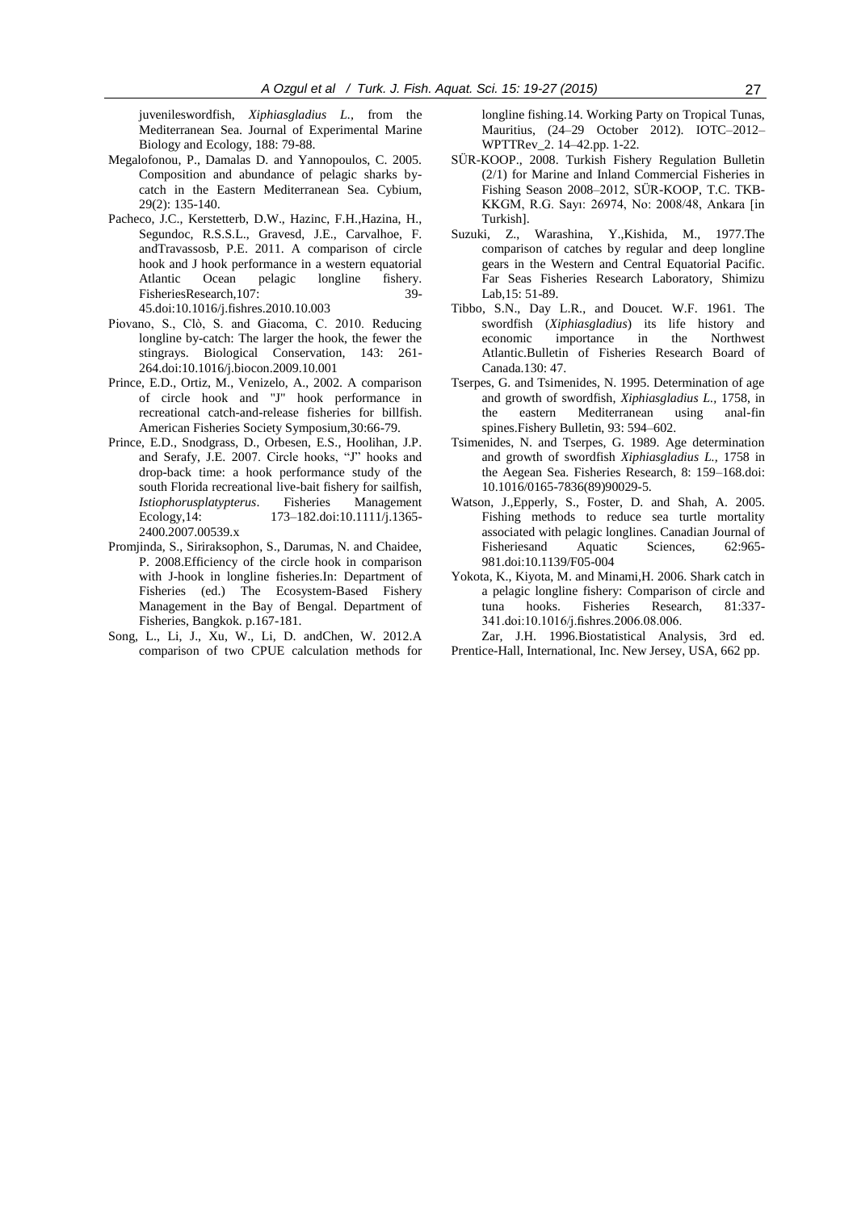juvenileswordfish, *Xiphiasgladius L.,* from the Mediterranean Sea. Journal of Experimental Marine Biology and Ecology, 188: 79-88.

Megalofonou, P., Damalas D. and Yannopoulos, C. 2005. Composition and abundance of pelagic sharks by-catch in the Eastern Mediterranean Sea. Cybium, 29(2): 135-140.

Pacheco, J.C., Kerstetterb, D.W., Hazinc, F.H.,Hazina, H., Segundoc, R.S.S.L., Gravesd, J.E., Carvalhoe, F. andTravassosb, P.E. 2011. A comparison of circle hook and J hook performance in a western equatorial Atlantic Ocean pelagic longline fishery. FisheriesResearch,107: 39-45.doi:10.1016/j.fishres.2010.10.003

Piovano, S., Clò, S. and Giacoma, C. 2010. Reducing longline by-catch: The larger the hook, the fewer the stingrays. Biological Conservation, 143: 261-264.doi:10.1016/j.biocon.2009.10.001

Prince, E.D., Ortiz, M., Venizelo, A., 2002. A comparison of circle hook and "J" hook performance in recreational catch-and-release fisheries for billfish. American Fisheries Society Symposium,30:66-79.

Prince, E.D., Snodgrass, D., Orbesen, E.S., Hoolihan, J.P. and Serafy, J.E. 2007. Circle hooks, "J" hooks and drop-back time: a hook performance study of the south Florida recreational live-bait fishery for sailfish, *Istiophorusplatypterus*. Fisheries Management Ecology,14: 173–182.doi:10.1111/j.1365-2400.2007.00539.x

Promjinda, S., Siriraksophon, S., Darumas, N. and Chaidee, P. 2008.Efficiency of the circle hook in comparison with J-hook in longline fisheries.In: Department of Fisheries (ed.) The Ecosystem-Based Fishery Management in the Bay of Bengal. Department of Fisheries, Bangkok. p.167-181.

Song, L., Li, J., Xu, W., Li, D. andChen, W. 2012.A comparison of two CPUE calculation methods for longline fishing.14. Working Party on Tropical Tunas, Mauritius, (24–29 October 2012). IOTC–2012–WPTTRev_2. 14–42.pp. 1-22.

SÜR-KOOP., 2008. Turkish Fishery Regulation Bulletin (2/1) for Marine and Inland Commercial Fisheries in Fishing Season 2008–2012, SÜR-KOOP, T.C. TKB-KKGM, R.G. Sayı: 26974, No: 2008/48, Ankara [in Turkish].

Suzuki, Z., Warashina, Y.,Kishida, M., 1977.The comparison of catches by regular and deep longline gears in the Western and Central Equatorial Pacific. Far Seas Fisheries Research Laboratory, Shimizu Lab,15: 51-89.

Tibbo, S.N., Day L.R., and Doucet. W.F. 1961. The swordfish (*Xiphiasgladius*) its life history and economic importance in the Northwest Atlantic.Bulletin of Fisheries Research Board of Canada.130: 47.

Tserpes, G. and Tsimenides, N. 1995. Determination of age and growth of swordfish, *Xiphiasgladius L.*, 1758, in the eastern Mediterranean using anal-fin spines.Fishery Bulletin, 93: 594–602.

Tsimenides, N. and Tserpes, G. 1989. Age determination and growth of swordfish *Xiphiasgladius L.,* 1758 in the Aegean Sea. Fisheries Research, 8: 159–168.doi: 10.1016/0165-7836(89)90029-5.

Watson, J.,Epperly, S., Foster, D. and Shah, A. 2005. Fishing methods to reduce sea turtle mortality associated with pelagic longlines. Canadian Journal of Fisheriesand Aquatic Sciences, 62:965-981.doi:10.1139/F05-004

Yokota, K., Kiyota, M. and Minami,H. 2006. Shark catch in a pelagic longline fishery: Comparison of circle and tuna hooks. Fisheries Research, 81:337-341.doi:10.1016/j.fishres.2006.08.006.

Zar, J.H. 1996.Biostatistical Analysis, 3rd ed. Prentice-Hall, International, Inc. New Jersey, USA, 662 pp.